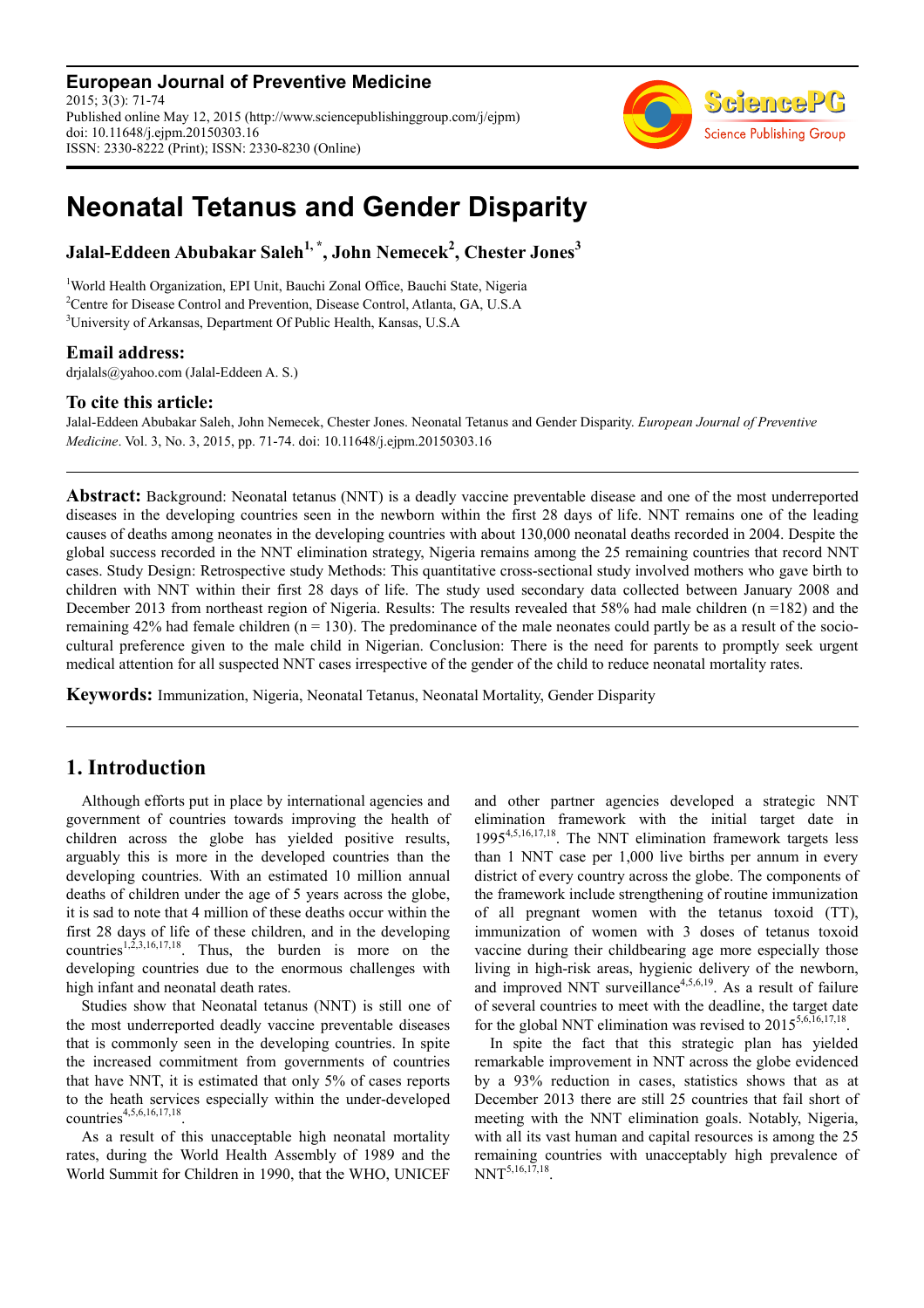**European Journal of Preventive Medicine**
2015; 3(3): 71-74
Published online May 12, 2015 (http://www.sciencepublishinggroup.com/j/ejpm)
doi: 10.11648/j.ejpm.20150303.16
ISSN: 2330-8222 (Print); ISSN: 2330-8230 (Online)

# Neonatal Tetanus and Gender Disparity

**Jalal-Eddeen Abubakar Saleh[1, *], John Nemecek[2], Chester Jones[3]**

[1]World Health Organization, EPI Unit, Bauchi Zonal Office, Bauchi State, Nigeria
[2]Centre for Disease Control and Prevention, Disease Control, Atlanta, GA, U.S.A
[3]University of Arkansas, Department Of Public Health, Kansas, U.S.A

### Email address:

drjalals@yahoo.com (Jalal-Eddeen A. S.)

### To cite this article:

Jalal-Eddeen Abubakar Saleh, John Nemecek, Chester Jones. Neonatal Tetanus and Gender Disparity. *European Journal of Preventive Medicine*. Vol. 3, No. 3, 2015, pp. 71-74. doi: 10.11648/j.ejpm.20150303.16

---

**Abstract:** Background: Neonatal tetanus (NNT) is a deadly vaccine preventable disease and one of the most underreported diseases in the developing countries seen in the newborn within the first 28 days of life. NNT remains one of the leading causes of deaths among neonates in the developing countries with about 130,000 neonatal deaths recorded in 2004. Despite the global success recorded in the NNT elimination strategy, Nigeria remains among the 25 remaining countries that record NNT cases. Study Design: Retrospective study Methods: This quantitative cross-sectional study involved mothers who gave birth to children with NNT within their first 28 days of life. The study used secondary data collected between January 2008 and December 2013 from northeast region of Nigeria. Results: The results revealed that 58% had male children (n =182) and the remaining 42% had female children (n = 130). The predominance of the male neonates could partly be as a result of the socio-cultural preference given to the male child in Nigerian. Conclusion: There is the need for parents to promptly seek urgent medical attention for all suspected NNT cases irrespective of the gender of the child to reduce neonatal mortality rates.

**Keywords:** Immunization, Nigeria, Neonatal Tetanus, Neonatal Mortality, Gender Disparity

---

## 1. Introduction

Although efforts put in place by international agencies and government of countries towards improving the health of children across the globe has yielded positive results, arguably this is more in the developed countries than the developing countries. With an estimated 10 million annual deaths of children under the age of 5 years across the globe, it is sad to note that 4 million of these deaths occur within the first 28 days of life of these children, and in the developing countries[1,2,3,16,17,18]. Thus, the burden is more on the developing countries due to the enormous challenges with high infant and neonatal death rates.

Studies show that Neonatal tetanus (NNT) is still one of the most underreported deadly vaccine preventable diseases that is commonly seen in the developing countries. In spite the increased commitment from governments of countries that have NNT, it is estimated that only 5% of cases reports to the heath services especially within the under-developed countries[4,5,6,16,17,18].

As a result of this unacceptable high neonatal mortality rates, during the World Health Assembly of 1989 and the World Summit for Children in 1990, that the WHO, UNICEF and other partner agencies developed a strategic NNT elimination framework with the initial target date in 1995[4,5,16,17,18]. The NNT elimination framework targets less than 1 NNT case per 1,000 live births per annum in every district of every country across the globe. The components of the framework include strengthening of routine immunization of all pregnant women with the tetanus toxoid (TT), immunization of women with 3 doses of tetanus toxoid vaccine during their childbearing age more especially those living in high-risk areas, hygienic delivery of the newborn, and improved NNT surveillance[4,5,6,19]. As a result of failure of several countries to meet with the deadline, the target date for the global NNT elimination was revised to 2015[5,6,16,17,18].

In spite the fact that this strategic plan has yielded remarkable improvement in NNT across the globe evidenced by a 93% reduction in cases, statistics shows that as at December 2013 there are still 25 countries that fail short of meeting with the NNT elimination goals. Notably, Nigeria, with all its vast human and capital resources is among the 25 remaining countries with unacceptably high prevalence of NNT[5,16,17,18].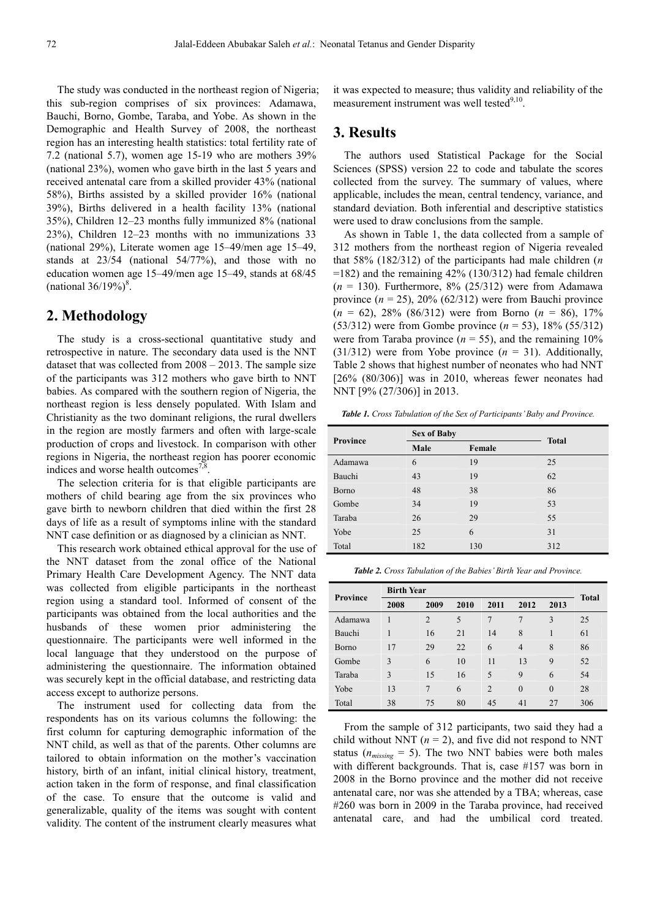The study was conducted in the northeast region of Nigeria; this sub-region comprises of six provinces: Adamawa, Bauchi, Borno, Gombe, Taraba, and Yobe. As shown in the Demographic and Health Survey of 2008, the northeast region has an interesting health statistics: total fertility rate of 7.2 (national 5.7), women age 15-19 who are mothers 39% (national 23%), women who gave birth in the last 5 years and received antenatal care from a skilled provider 43% (national 58%), Births assisted by a skilled provider 16% (national 39%), Births delivered in a health facility 13% (national 35%), Children 12–23 months fully immunized 8% (national 23%), Children 12–23 months with no immunizations 33 (national 29%), Literate women age 15–49/men age 15–49, stands at 23/54 (national 54/77%), and those with no education women age 15–49/men age 15–49, stands at 68/45 (national 36/19%)[8].

## 2. Methodology

The study is a cross-sectional quantitative study and retrospective in nature. The secondary data used is the NNT dataset that was collected from 2008 – 2013. The sample size of the participants was 312 mothers who gave birth to NNT babies. As compared with the southern region of Nigeria, the northeast region is less densely populated. With Islam and Christianity as the two dominant religions, the rural dwellers in the region are mostly farmers and often with large-scale production of crops and livestock. In comparison with other regions in Nigeria, the northeast region has poorer economic indices and worse health outcomes[7,8].

The selection criteria for is that eligible participants are mothers of child bearing age from the six provinces who gave birth to newborn children that died within the first 28 days of life as a result of symptoms inline with the standard NNT case definition or as diagnosed by a clinician as NNT.

This research work obtained ethical approval for the use of the NNT dataset from the zonal office of the National Primary Health Care Development Agency. The NNT data was collected from eligible participants in the northeast region using a standard tool. Informed of consent of the participants was obtained from the local authorities and the husbands of these women prior administering the questionnaire. The participants were well informed in the local language that they understood on the purpose of administering the questionnaire. The information obtained was securely kept in the official database, and restricting data access except to authorize persons.

The instrument used for collecting data from the respondents has on its various columns the following: the first column for capturing demographic information of the NNT child, as well as that of the parents. Other columns are tailored to obtain information on the mother's vaccination history, birth of an infant, initial clinical history, treatment, action taken in the form of response, and final classification of the case. To ensure that the outcome is valid and generalizable, quality of the items was sought with content validity. The content of the instrument clearly measures what it was expected to measure; thus validity and reliability of the measurement instrument was well tested[9,10].

## 3. Results

The authors used Statistical Package for the Social Sciences (SPSS) version 22 to code and tabulate the scores collected from the survey. The summary of values, where applicable, includes the mean, central tendency, variance, and standard deviation. Both inferential and descriptive statistics were used to draw conclusions from the sample.

As shown in Table 1, the data collected from a sample of 312 mothers from the northeast region of Nigeria revealed that 58% (182/312) of the participants had male children ($n$ =182) and the remaining 42% (130/312) had female children ($n$ = 130). Furthermore, 8% (25/312) were from Adamawa province ($n$ = 25), 20% (62/312) were from Bauchi province ($n$ = 62), 28% (86/312) were from Borno ($n$ = 86), 17% (53/312) were from Gombe province ($n$ = 53), 18% (55/312) were from Taraba province ($n$ = 55), and the remaining 10% (31/312) were from Yobe province ($n$ = 31). Additionally, Table 2 shows that highest number of neonates who had NNT [26% (80/306)] was in 2010, whereas fewer neonates had NNT [9% (27/306)] in 2013.

***Table 1.*** *Cross Tabulation of the Sex of Participants' Baby and Province.*

| Province | Sex of Baby | | Total |
|---|---|---|---|
| | Male | Female | |
| Adamawa | 6 | 19 | 25 |
| Bauchi | 43 | 19 | 62 |
| Borno | 48 | 38 | 86 |
| Gombe | 34 | 19 | 53 |
| Taraba | 26 | 29 | 55 |
| Yobe | 25 | 6 | 31 |
| Total | 182 | 130 | 312 |

***Table 2.*** *Cross Tabulation of the Babies' Birth Year and Province.*

| Province | Birth Year | | | | | | Total |
|---|---|---|---|---|---|---|---|
| | 2008 | 2009 | 2010 | 2011 | 2012 | 2013 | |
| Adamawa | 1 | 2 | 5 | 7 | 7 | 3 | 25 |
| Bauchi | 1 | 16 | 21 | 14 | 8 | 1 | 61 |
| Borno | 17 | 29 | 22 | 6 | 4 | 8 | 86 |
| Gombe | 3 | 6 | 10 | 11 | 13 | 9 | 52 |
| Taraba | 3 | 15 | 16 | 5 | 9 | 6 | 54 |
| Yobe | 13 | 7 | 6 | 2 | 0 | 0 | 28 |
| Total | 38 | 75 | 80 | 45 | 41 | 27 | 306 |

From the sample of 312 participants, two said they had a child without NNT ($n$ = 2), and five did not respond to NNT status ($n_{missing}$ = 5). The two NNT babies were both males with different backgrounds. That is, case #157 was born in 2008 in the Borno province and the mother did not receive antenatal care, nor was she attended by a TBA; whereas, case #260 was born in 2009 in the Taraba province, had received antenatal care, and had the umbilical cord treated.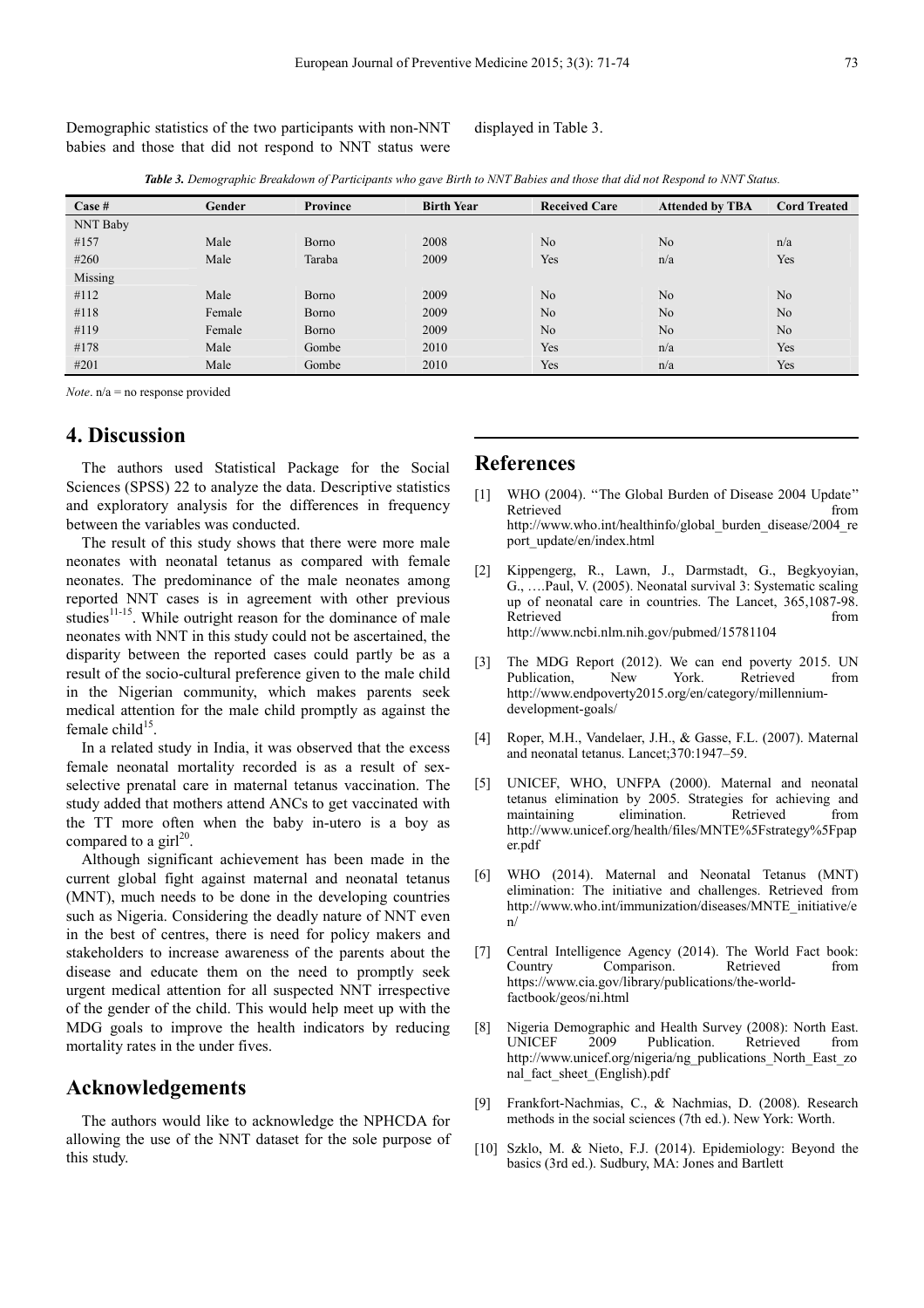Demographic statistics of the two participants with non-NNT babies and those that did not respond to NNT status were displayed in Table 3.

***Table 3.*** *Demographic Breakdown of Participants who gave Birth to NNT Babies and those that did not Respond to NNT Status.*

| Case # | Gender | Province | Birth Year | Received Care | Attended by TBA | Cord Treated |
|---|---|---|---|---|---|---|
| NNT Baby | | | | | | |
| #157 | Male | Borno | 2008 | No | No | n/a |
| #260 | Male | Taraba | 2009 | Yes | n/a | Yes |
| Missing | | | | | | |
| #112 | Male | Borno | 2009 | No | No | No |
| #118 | Female | Borno | 2009 | No | No | No |
| #119 | Female | Borno | 2009 | No | No | No |
| #178 | Male | Gombe | 2010 | Yes | n/a | Yes |
| #201 | Male | Gombe | 2010 | Yes | n/a | Yes |

*Note*. n/a = no response provided

## 4. Discussion

The authors used Statistical Package for the Social Sciences (SPSS) 22 to analyze the data. Descriptive statistics and exploratory analysis for the differences in frequency between the variables was conducted.

The result of this study shows that there were more male neonates with neonatal tetanus as compared with female neonates. The predominance of the male neonates among reported NNT cases is in agreement with other previous studies[11-15]. While outright reason for the dominance of male neonates with NNT in this study could not be ascertained, the disparity between the reported cases could partly be as a result of the socio-cultural preference given to the male child in the Nigerian community, which makes parents seek medical attention for the male child promptly as against the female child[15].

In a related study in India, it was observed that the excess female neonatal mortality recorded is as a result of sex-selective prenatal care in maternal tetanus vaccination. The study added that mothers attend ANCs to get vaccinated with the TT more often when the baby in-utero is a boy as compared to a girl[20].

Although significant achievement has been made in the current global fight against maternal and neonatal tetanus (MNT), much needs to be done in the developing countries such as Nigeria. Considering the deadly nature of NNT even in the best of centres, there is need for policy makers and stakeholders to increase awareness of the parents about the disease and educate them on the need to promptly seek urgent medical attention for all suspected NNT irrespective of the gender of the child. This would help meet up with the MDG goals to improve the health indicators by reducing mortality rates in the under fives.

## Acknowledgements

The authors would like to acknowledge the NPHCDA for allowing the use of the NNT dataset for the sole purpose of this study.

## References

[1] WHO (2004). ''The Global Burden of Disease 2004 Update'' Retrieved from http://www.who.int/healthinfo/global_burden_disease/2004_report_update/en/index.html

[2] Kippengerg, R., Lawn, J., Darmstadt, G., Begkyoyian, G., ….Paul, V. (2005). Neonatal survival 3: Systematic scaling up of neonatal care in countries. The Lancet, 365,1087-98. Retrieved from http://www.ncbi.nlm.nih.gov/pubmed/15781104

[3] The MDG Report (2012). We can end poverty 2015. UN Publication, New York. Retrieved from http://www.endpoverty2015.org/en/category/millennium-development-goals/

[4] Roper, M.H., Vandelaer, J.H., & Gasse, F.L. (2007). Maternal and neonatal tetanus. Lancet;370:1947–59.

[5] UNICEF, WHO, UNFPA (2000). Maternal and neonatal tetanus elimination by 2005. Strategies for achieving and maintaining elimination. Retrieved from http://www.unicef.org/health/files/MNTE%5Fstrategy%5Fpaper.pdf

[6] WHO (2014). Maternal and Neonatal Tetanus (MNT) elimination: The initiative and challenges. Retrieved from http://www.who.int/immunization/diseases/MNTE_initiative/en/

[7] Central Intelligence Agency (2014). The World Fact book: Country Comparison. Retrieved from https://www.cia.gov/library/publications/the-world-factbook/geos/ni.html

[8] Nigeria Demographic and Health Survey (2008): North East. UNICEF 2009 Publication. Retrieved from http://www.unicef.org/nigeria/ng_publications_North_East_zonal_fact_sheet_(English).pdf

[9] Frankfort-Nachmias, C., & Nachmias, D. (2008). Research methods in the social sciences (7th ed.). New York: Worth.

[10] Szklo, M. & Nieto, F.J. (2014). Epidemiology: Beyond the basics (3rd ed.). Sudbury, MA: Jones and Bartlett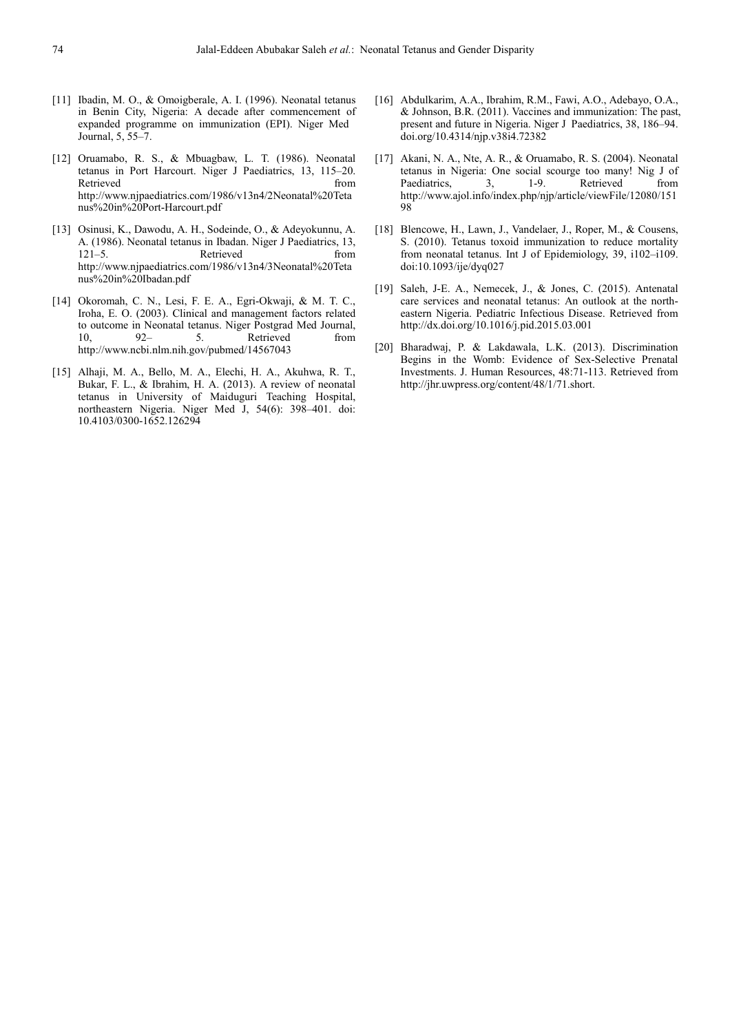[11] Ibadin, M. O., & Omoigberale, A. I. (1996). Neonatal tetanus in Benin City, Nigeria: A decade after commencement of expanded programme on immunization (EPI). Niger Med Journal, 5, 55–7.

[12] Oruamabo, R. S., & Mbuagbaw, L. T. (1986). Neonatal tetanus in Port Harcourt. Niger J Paediatrics, 13, 115–20. Retrieved from http://www.njpaediatrics.com/1986/v13n4/2Neonatal%20Tetanus%20in%20Port-Harcourt.pdf

[13] Osinusi, K., Dawodu, A. H., Sodeinde, O., & Adeyokunnu, A. A. (1986). Neonatal tetanus in Ibadan. Niger J Paediatrics, 13, 121–5. Retrieved from http://www.njpaediatrics.com/1986/v13n4/3Neonatal%20Tetanus%20in%20Ibadan.pdf

[14] Okoromah, C. N., Lesi, F. E. A., Egri-Okwaji, & M. T. C., Iroha, E. O. (2003). Clinical and management factors related to outcome in Neonatal tetanus. Niger Postgrad Med Journal, 10, 92– 5. Retrieved from http://www.ncbi.nlm.nih.gov/pubmed/14567043

[15] Alhaji, M. A., Bello, M. A., Elechi, H. A., Akuhwa, R. T., Bukar, F. L., & Ibrahim, H. A. (2013). A review of neonatal tetanus in University of Maiduguri Teaching Hospital, northeastern Nigeria. Niger Med J, 54(6): 398–401. doi: 10.4103/0300-1652.126294

[16] Abdulkarim, A.A., Ibrahim, R.M., Fawi, A.O., Adebayo, O.A., & Johnson, B.R. (2011). Vaccines and immunization: The past, present and future in Nigeria. Niger J Paediatrics, 38, 186–94. doi.org/10.4314/njp.v38i4.72382

[17] Akani, N. A., Nte, A. R., & Oruamabo, R. S. (2004). Neonatal tetanus in Nigeria: One social scourge too many! Nig J of Paediatrics, 3, 1-9. Retrieved from http://www.ajol.info/index.php/njp/article/viewFile/12080/15198

[18] Blencowe, H., Lawn, J., Vandelaer, J., Roper, M., & Cousens, S. (2010). Tetanus toxoid immunization to reduce mortality from neonatal tetanus. Int J of Epidemiology, 39, i102–i109. doi:10.1093/ije/dyq027

[19] Saleh, J-E. A., Nemecek, J., & Jones, C. (2015). Antenatal care services and neonatal tetanus: An outlook at the north-eastern Nigeria. Pediatric Infectious Disease. Retrieved from http://dx.doi.org/10.1016/j.pid.2015.03.001

[20] Bharadwaj, P. & Lakdawala, L.K. (2013). Discrimination Begins in the Womb: Evidence of Sex-Selective Prenatal Investments. J. Human Resources, 48:71-113. Retrieved from http://jhr.uwpress.org/content/48/1/71.short.